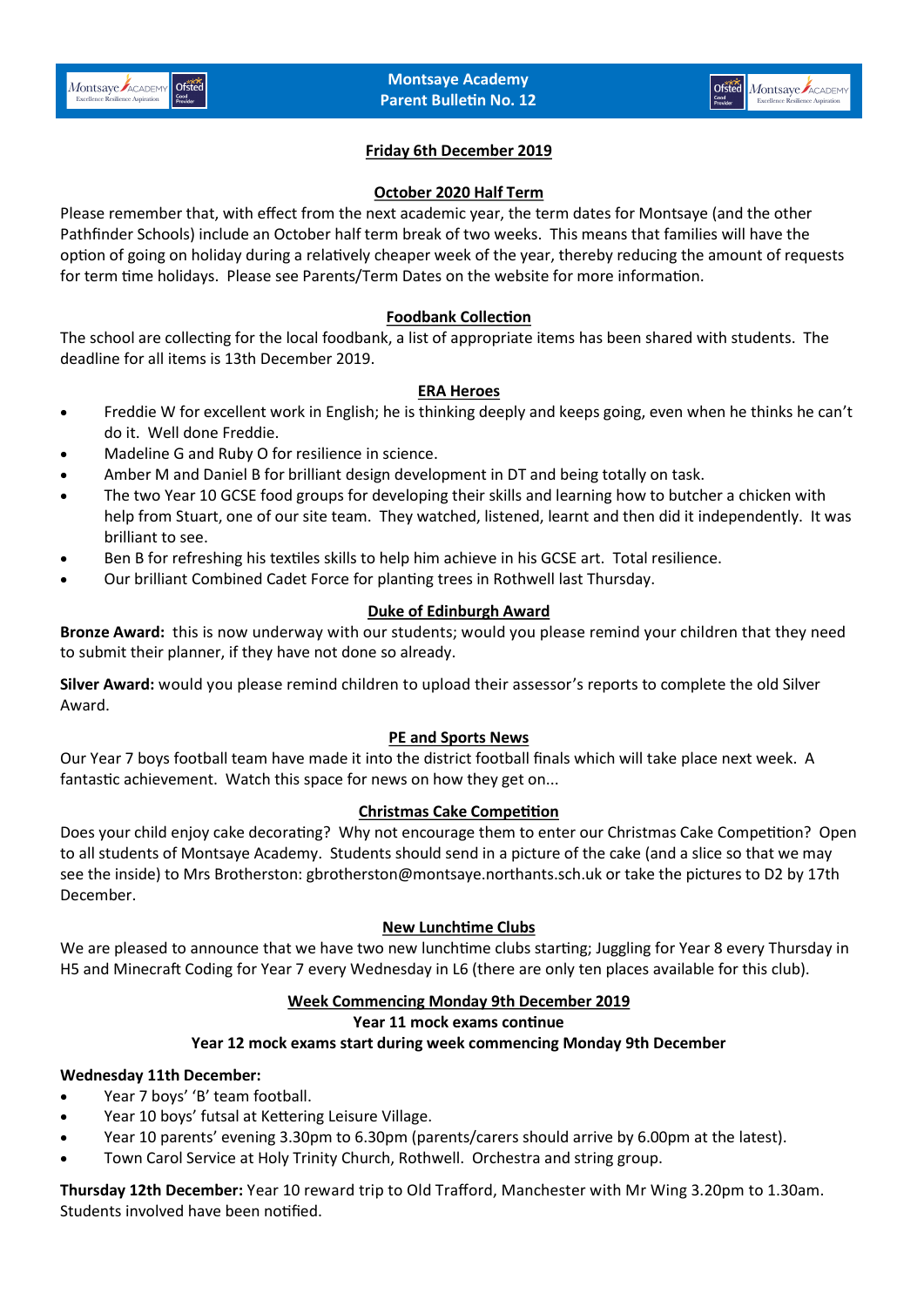# Montsaye Academy
# Parent Bulletin No. 12

**Friday 6th December 2019**

## October 2020 Half Term

Please remember that, with effect from the next academic year, the term dates for Montsaye (and the other Pathfinder Schools) include an October half term break of two weeks. This means that families will have the option of going on holiday during a relatively cheaper week of the year, thereby reducing the amount of requests for term time holidays. Please see Parents/Term Dates on the website for more information.

## Foodbank Collection

The school are collecting for the local foodbank, a list of appropriate items has been shared with students. The deadline for all items is 13th December 2019.

## ERA Heroes

- Freddie W for excellent work in English; he is thinking deeply and keeps going, even when he thinks he can't do it. Well done Freddie.
- Madeline G and Ruby O for resilience in science.
- Amber M and Daniel B for brilliant design development in DT and being totally on task.
- The two Year 10 GCSE food groups for developing their skills and learning how to butcher a chicken with help from Stuart, one of our site team. They watched, listened, learnt and then did it independently. It was brilliant to see.
- Ben B for refreshing his textiles skills to help him achieve in his GCSE art. Total resilience.
- Our brilliant Combined Cadet Force for planting trees in Rothwell last Thursday.

## Duke of Edinburgh Award

**Bronze Award:** this is now underway with our students; would you please remind your children that they need to submit their planner, if they have not done so already.

**Silver Award:** would you please remind children to upload their assessor's reports to complete the old Silver Award.

## PE and Sports News

Our Year 7 boys football team have made it into the district football finals which will take place next week. A fantastic achievement. Watch this space for news on how they get on...

## Christmas Cake Competition

Does your child enjoy cake decorating? Why not encourage them to enter our Christmas Cake Competition? Open to all students of Montsaye Academy. Students should send in a picture of the cake (and a slice so that we may see the inside) to Mrs Brotherston: gbrotherston@montsaye.northants.sch.uk or take the pictures to D2 by 17th December.

## New Lunchtime Clubs

We are pleased to announce that we have two new lunchtime clubs starting; Juggling for Year 8 every Thursday in H5 and Minecraft Coding for Year 7 every Wednesday in L6 (there are only ten places available for this club).

## Week Commencing Monday 9th December 2019

**Year 11 mock exams continue**

**Year 12 mock exams start during week commencing Monday 9th December**

**Wednesday 11th December:**

- Year 7 boys' 'B' team football.
- Year 10 boys' futsal at Kettering Leisure Village.
- Year 10 parents' evening 3.30pm to 6.30pm (parents/carers should arrive by 6.00pm at the latest).
- Town Carol Service at Holy Trinity Church, Rothwell. Orchestra and string group.

**Thursday 12th December:** Year 10 reward trip to Old Trafford, Manchester with Mr Wing 3.20pm to 1.30am. Students involved have been notified.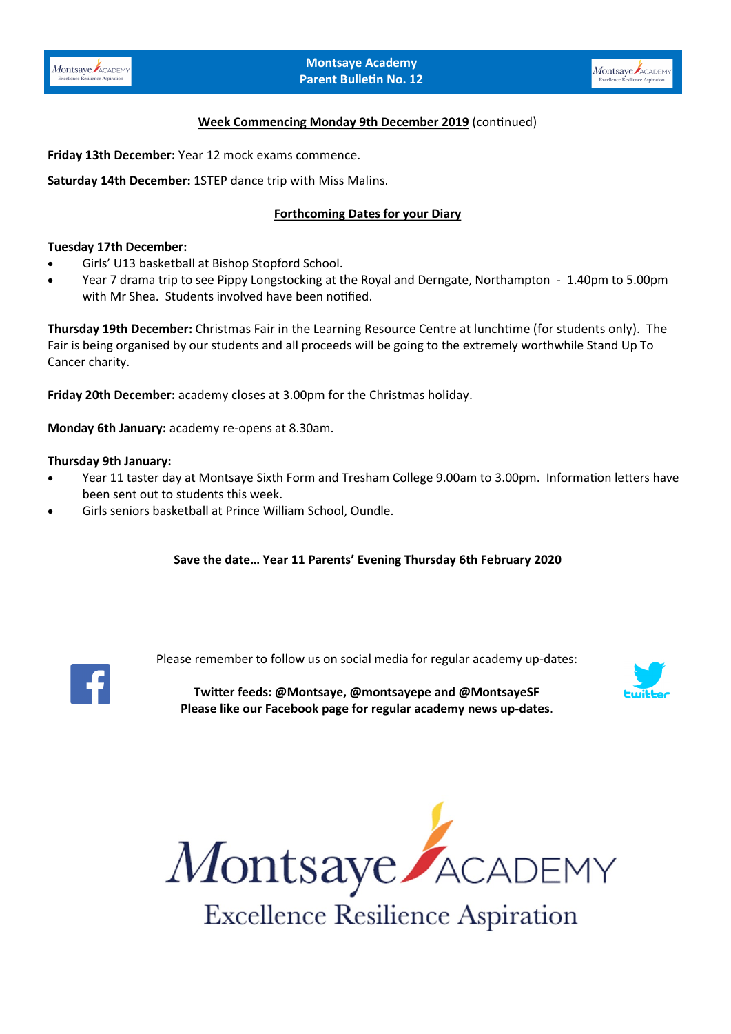**Week Commencing Monday 9th December 2019** (continued)

**Friday 13th December:** Year 12 mock exams commence.

**Saturday 14th December:** 1STEP dance trip with Miss Malins.

**Forthcoming Dates for your Diary**

**Tuesday 17th December:**

- Girls' U13 basketball at Bishop Stopford School.
- Year 7 drama trip to see Pippy Longstocking at the Royal and Derngate, Northampton - 1.40pm to 5.00pm with Mr Shea. Students involved have been notified.

**Thursday 19th December:** Christmas Fair in the Learning Resource Centre at lunchtime (for students only). The Fair is being organised by our students and all proceeds will be going to the extremely worthwhile Stand Up To Cancer charity.

**Friday 20th December:** academy closes at 3.00pm for the Christmas holiday.

**Monday 6th January:** academy re-opens at 8.30am.

**Thursday 9th January:**

- Year 11 taster day at Montsaye Sixth Form and Tresham College 9.00am to 3.00pm. Information letters have been sent out to students this week.
- Girls seniors basketball at Prince William School, Oundle.

**Save the date… Year 11 Parents' Evening Thursday 6th February 2020**

Please remember to follow us on social media for regular academy up-dates:

**Twitter feeds: @Montsaye, @montsayepe and @MontsayeSF**
**Please like our Facebook page for regular academy news up-dates**.

Montsaye ACADEMY
Excellence Resilience Aspiration